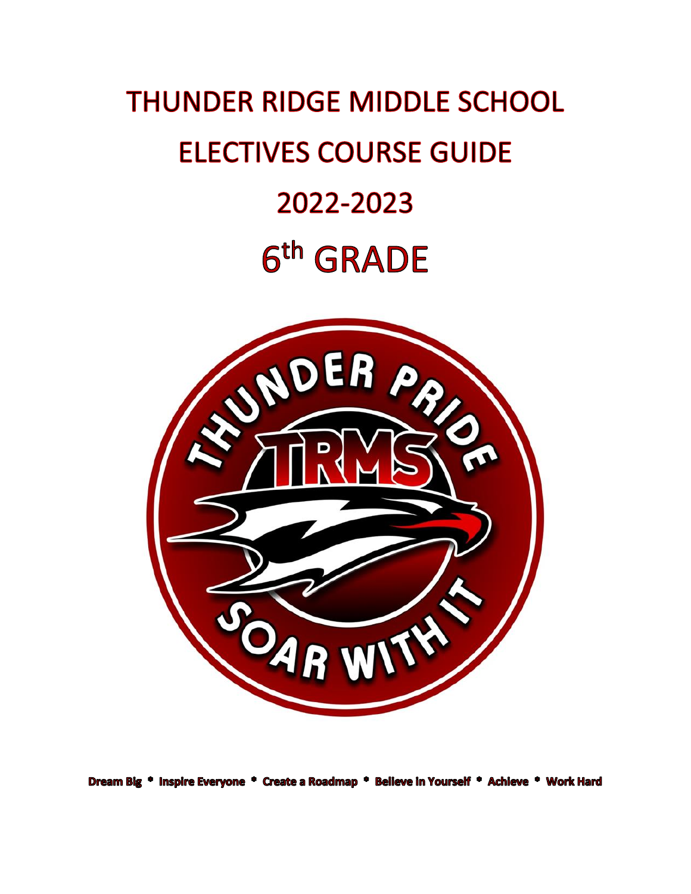# THUNDER RIDGE MIDDLE SCHOOL

# ELECTIVES COURSE GUIDE

# 2022-2023

# 6th GRADE

**Dream Big * Inspire Everyone * Create a Roadmap * Believe in Yourself * Achieve * Work Hard**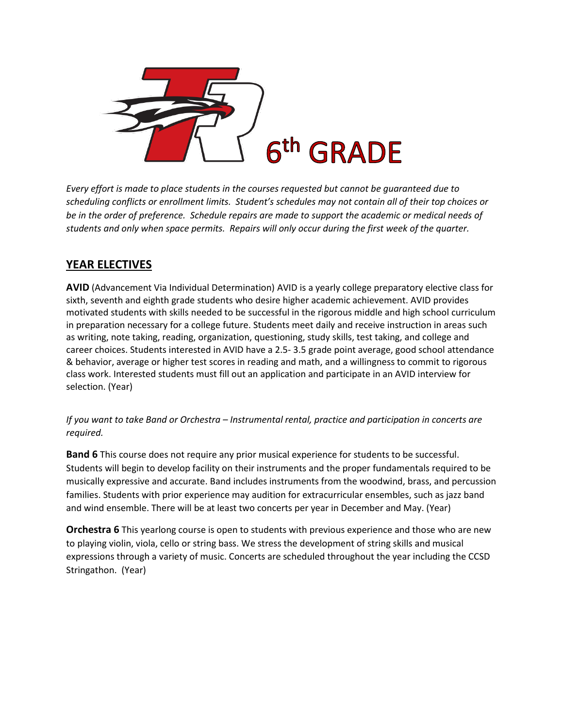# 6th GRADE

*Every effort is made to place students in the courses requested but cannot be guaranteed due to scheduling conflicts or enrollment limits. Student's schedules may not contain all of their top choices or be in the order of preference. Schedule repairs are made to support the academic or medical needs of students and only when space permits. Repairs will only occur during the first week of the quarter.*

## YEAR ELECTIVES

**AVID** (Advancement Via Individual Determination) AVID is a yearly college preparatory elective class for sixth, seventh and eighth grade students who desire higher academic achievement. AVID provides motivated students with skills needed to be successful in the rigorous middle and high school curriculum in preparation necessary for a college future. Students meet daily and receive instruction in areas such as writing, note taking, reading, organization, questioning, study skills, test taking, and college and career choices. Students interested in AVID have a 2.5- 3.5 grade point average, good school attendance & behavior, average or higher test scores in reading and math, and a willingness to commit to rigorous class work. Interested students must fill out an application and participate in an AVID interview for selection. (Year)

*If you want to take Band or Orchestra – Instrumental rental, practice and participation in concerts are required.*

**Band 6** This course does not require any prior musical experience for students to be successful. Students will begin to develop facility on their instruments and the proper fundamentals required to be musically expressive and accurate. Band includes instruments from the woodwind, brass, and percussion families. Students with prior experience may audition for extracurricular ensembles, such as jazz band and wind ensemble. There will be at least two concerts per year in December and May. (Year)

**Orchestra 6** This yearlong course is open to students with previous experience and those who are new to playing violin, viola, cello or string bass. We stress the development of string skills and musical expressions through a variety of music. Concerts are scheduled throughout the year including the CCSD Stringathon. (Year)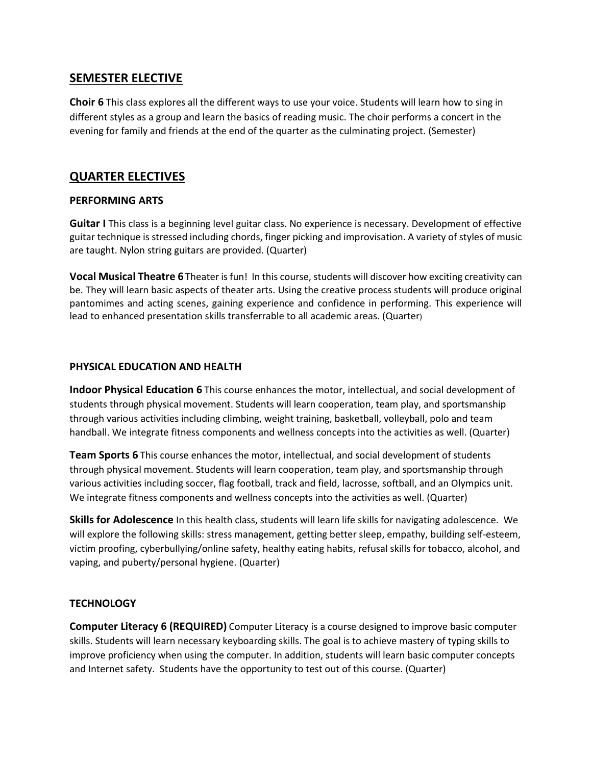## SEMESTER ELECTIVE

**Choir 6** This class explores all the different ways to use your voice. Students will learn how to sing in different styles as a group and learn the basics of reading music. The choir performs a concert in the evening for family and friends at the end of the quarter as the culminating project. (Semester)

## QUARTER ELECTIVES

### PERFORMING ARTS

**Guitar I** This class is a beginning level guitar class. No experience is necessary. Development of effective guitar technique is stressed including chords, finger picking and improvisation. A variety of styles of music are taught. Nylon string guitars are provided. (Quarter)

**Vocal Musical Theatre 6** Theater is fun! In this course, students will discover how exciting creativity can be. They will learn basic aspects of theater arts. Using the creative process students will produce original pantomimes and acting scenes, gaining experience and confidence in performing. This experience will lead to enhanced presentation skills transferrable to all academic areas. (Quarter)

### PHYSICAL EDUCATION AND HEALTH

**Indoor Physical Education 6** This course enhances the motor, intellectual, and social development of students through physical movement. Students will learn cooperation, team play, and sportsmanship through various activities including climbing, weight training, basketball, volleyball, polo and team handball. We integrate fitness components and wellness concepts into the activities as well. (Quarter)

**Team Sports 6** This course enhances the motor, intellectual, and social development of students through physical movement. Students will learn cooperation, team play, and sportsmanship through various activities including soccer, flag football, track and field, lacrosse, softball, and an Olympics unit. We integrate fitness components and wellness concepts into the activities as well. (Quarter)

**Skills for Adolescence** In this health class, students will learn life skills for navigating adolescence. We will explore the following skills: stress management, getting better sleep, empathy, building self-esteem, victim proofing, cyberbullying/online safety, healthy eating habits, refusal skills for tobacco, alcohol, and vaping, and puberty/personal hygiene. (Quarter)

### TECHNOLOGY

**Computer Literacy 6 (REQUIRED)** Computer Literacy is a course designed to improve basic computer skills. Students will learn necessary keyboarding skills. The goal is to achieve mastery of typing skills to improve proficiency when using the computer. In addition, students will learn basic computer concepts and Internet safety. Students have the opportunity to test out of this course. (Quarter)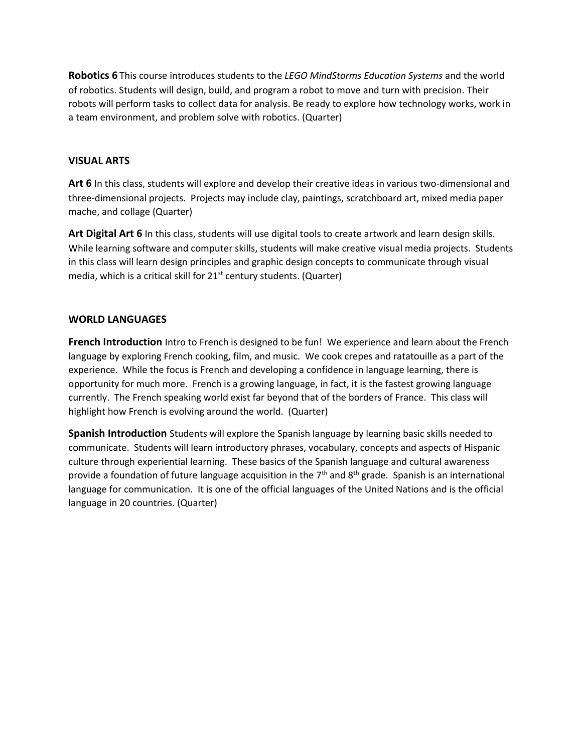**Robotics 6** This course introduces students to the *LEGO MindStorms Education Systems* and the world of robotics. Students will design, build, and program a robot to move and turn with precision. Their robots will perform tasks to collect data for analysis. Be ready to explore how technology works, work in a team environment, and problem solve with robotics. (Quarter)

## VISUAL ARTS

**Art 6** In this class, students will explore and develop their creative ideas in various two-dimensional and three-dimensional projects. Projects may include clay, paintings, scratchboard art, mixed media paper mache, and collage (Quarter)

**Art Digital Art 6** In this class, students will use digital tools to create artwork and learn design skills. While learning software and computer skills, students will make creative visual media projects. Students in this class will learn design principles and graphic design concepts to communicate through visual media, which is a critical skill for 21st century students. (Quarter)

## WORLD LANGUAGES

**French Introduction** Intro to French is designed to be fun! We experience and learn about the French language by exploring French cooking, film, and music. We cook crepes and ratatouille as a part of the experience. While the focus is French and developing a confidence in language learning, there is opportunity for much more. French is a growing language, in fact, it is the fastest growing language currently. The French speaking world exist far beyond that of the borders of France. This class will highlight how French is evolving around the world. (Quarter)

**Spanish Introduction** Students will explore the Spanish language by learning basic skills needed to communicate. Students will learn introductory phrases, vocabulary, concepts and aspects of Hispanic culture through experiential learning. These basics of the Spanish language and cultural awareness provide a foundation of future language acquisition in the 7th and 8th grade. Spanish is an international language for communication. It is one of the official languages of the United Nations and is the official language in 20 countries. (Quarter)